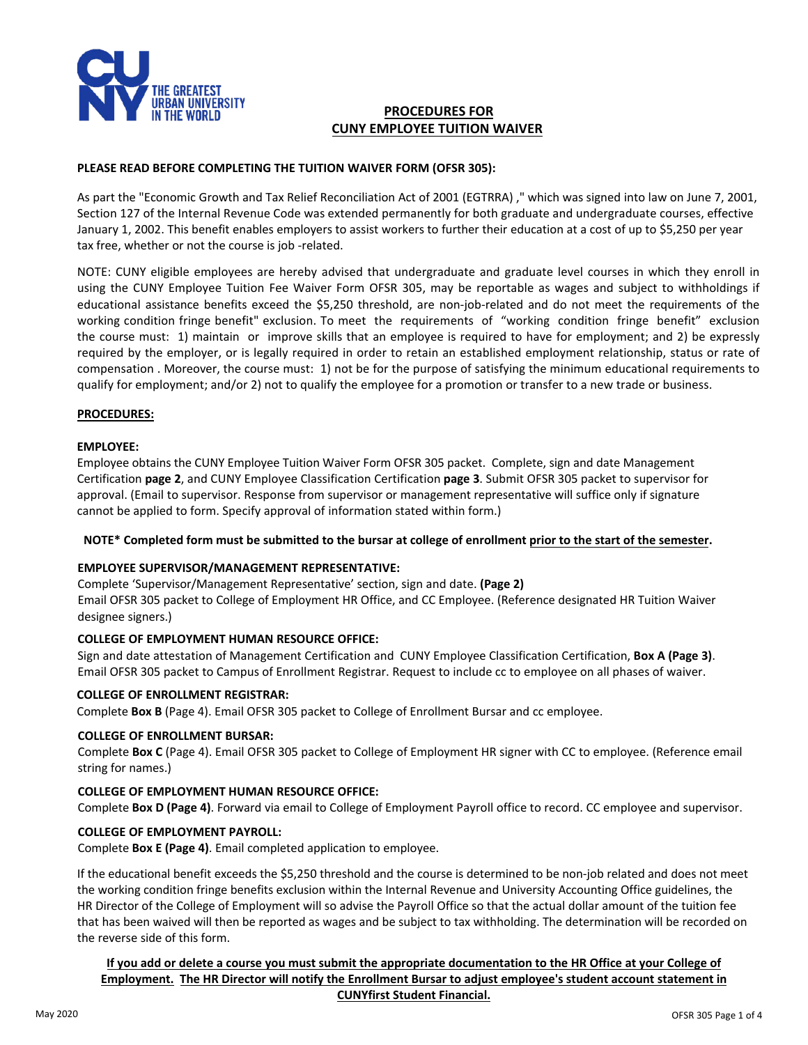# PROCEDURES FOR CUNY EMPLOYEE TUITION WAIVER

**PLEASE READ BEFORE COMPLETING THE TUITION WAIVER FORM (OFSR 305):**

As part the "Economic Growth and Tax Relief Reconciliation Act of 2001 (EGTRRA) ," which was signed into law on June 7, 2001, Section 127 of the Internal Revenue Code was extended permanently for both graduate and undergraduate courses, effective January 1, 2002. This benefit enables employers to assist workers to further their education at a cost of up to $5,250 per year tax free, whether or not the course is job -related.

NOTE: CUNY eligible employees are hereby advised that undergraduate and graduate level courses in which they enroll in using the CUNY Employee Tuition Fee Waiver Form OFSR 305, may be reportable as wages and subject to withholdings if educational assistance benefits exceed the $5,250 threshold, are non-job-related and do not meet the requirements of the working condition fringe benefit" exclusion. To meet the requirements of "working condition fringe benefit" exclusion the course must: 1) maintain or improve skills that an employee is required to have for employment; and 2) be expressly required by the employer, or is legally required in order to retain an established employment relationship, status or rate of compensation . Moreover, the course must: 1) not be for the purpose of satisfying the minimum educational requirements to qualify for employment; and/or 2) not to qualify the employee for a promotion or transfer to a new trade or business.

## PROCEDURES:

**EMPLOYEE:**

Employee obtains the CUNY Employee Tuition Waiver Form OFSR 305 packet. Complete, sign and date Management Certification **page 2**, and CUNY Employee Classification Certification **page 3**. Submit OFSR 305 packet to supervisor for approval. (Email to supervisor. Response from supervisor or management representative will suffice only if signature cannot be applied to form. Specify approval of information stated within form.)

**NOTE* Completed form must be submitted to the bursar at college of enrollment prior to the start of the semester.**

**EMPLOYEE SUPERVISOR/MANAGEMENT REPRESENTATIVE:**

Complete 'Supervisor/Management Representative' section, sign and date. **(Page 2)**
Email OFSR 305 packet to College of Employment HR Office, and CC Employee. (Reference designated HR Tuition Waiver designee signers.)

**COLLEGE OF EMPLOYMENT HUMAN RESOURCE OFFICE:**

Sign and date attestation of Management Certification and CUNY Employee Classification Certification, **Box A (Page 3)**. Email OFSR 305 packet to Campus of Enrollment Registrar. Request to include cc to employee on all phases of waiver.

**COLLEGE OF ENROLLMENT REGISTRAR:**

Complete **Box B** (Page 4). Email OFSR 305 packet to College of Enrollment Bursar and cc employee.

**COLLEGE OF ENROLLMENT BURSAR:**

Complete **Box C** (Page 4). Email OFSR 305 packet to College of Employment HR signer with CC to employee. (Reference email string for names.)

**COLLEGE OF EMPLOYMENT HUMAN RESOURCE OFFICE:**

Complete **Box D (Page 4)**. Forward via email to College of Employment Payroll office to record. CC employee and supervisor.

**COLLEGE OF EMPLOYMENT PAYROLL:**

Complete **Box E (Page 4)**. Email completed application to employee.

If the educational benefit exceeds the $5,250 threshold and the course is determined to be non-job related and does not meet the working condition fringe benefits exclusion within the Internal Revenue and University Accounting Office guidelines, the HR Director of the College of Employment will so advise the Payroll Office so that the actual dollar amount of the tuition fee that has been waived will then be reported as wages and be subject to tax withholding. The determination will be recorded on the reverse side of this form.

**If you add or delete a course you must submit the appropriate documentation to the HR Office at your College of Employment. The HR Director will notify the Enrollment Bursar to adjust employee's student account statement in CUNYfirst Student Financial.**

May 2020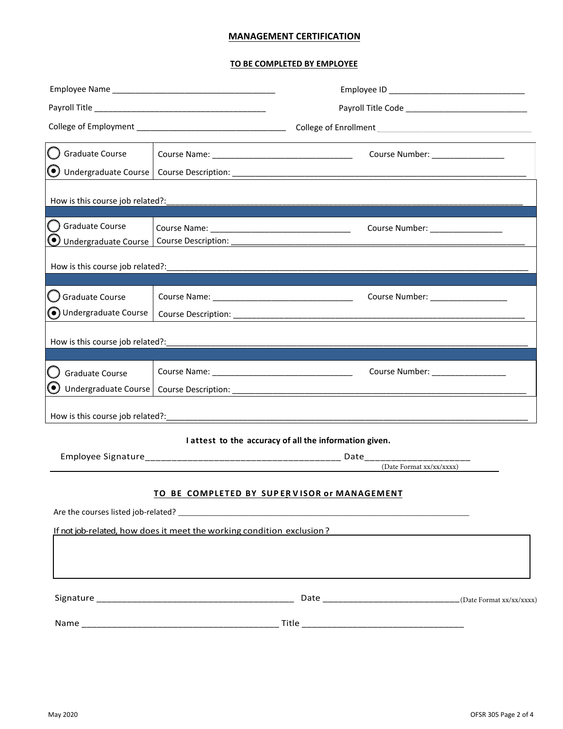## MANAGEMENT CERTIFICATION

### TO BE COMPLETED BY EMPLOYEE

Employee Name ___________________________________ Employee ID _____________________________

Payroll Title _____________________________________ Payroll Title Code __________________________

College of Employment _______________________________ College of Enrollment _________________________

| | |
|---|---|
| ○ Graduate Course | Course Name: ______________________________ Course Number: _______________ |
| ◉ Undergraduate Course | Course Description: ___________________________________________________________ |

How is this course job related?:_______________________________________________________________

| | |
|---|---|
| ○ Graduate Course | Course Name: ______________________________ Course Number: _______________ |
| ◉ Undergraduate Course | Course Description: ___________________________________________________________ |

How is this course job related?:_______________________________________________________________

| | |
|---|---|
| ○ Graduate Course | Course Name: ______________________________ Course Number: _______________ |
| ◉ Undergraduate Course | Course Description: ___________________________________________________________ |

How is this course job related?:_______________________________________________________________

| | |
|---|---|
| ○ Graduate Course | Course Name: ______________________________ Course Number: _______________ |
| ◉ Undergraduate Course | Course Description: ___________________________________________________________ |

How is this course job related?:_______________________________________________________________

**I attest to the accuracy of all the information given.**

Employee Signature____________________________________ Date____________________
(Date Format xx/xx/xxxx)

### TO BE COMPLETED BY SUPERVISOR or MANAGEMENT

Are the courses listed job-related? ______________________________________________________________

If not job-related, how does it meet the working condition exclusion?

| |
|---|
| |

Signature ______________________________________ Date ____________________________(Date Format xx/xx/xxxx)

Name ______________________________________ Title ________________________________

May 2020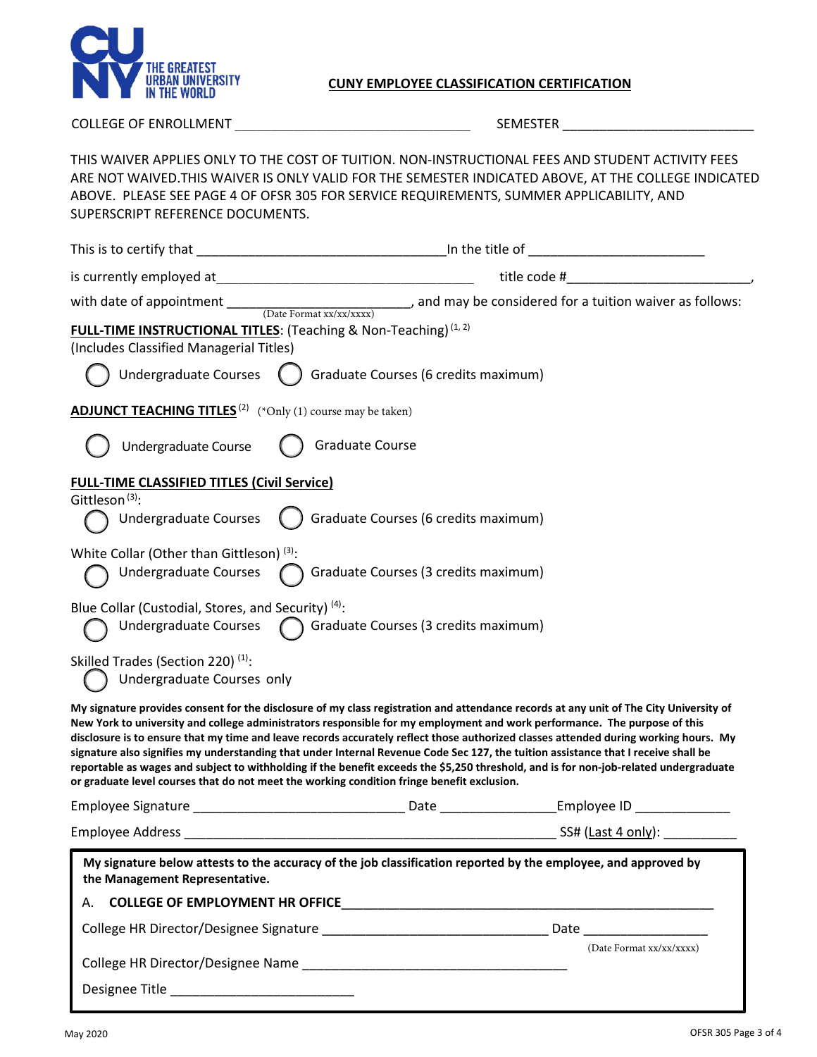# CUNY EMPLOYEE CLASSIFICATION CERTIFICATION

COLLEGE OF ENROLLMENT ________________________________ SEMESTER _________________________

THIS WAIVER APPLIES ONLY TO THE COST OF TUITION. NON-INSTRUCTIONAL FEES AND STUDENT ACTIVITY FEES ARE NOT WAIVED.THIS WAIVER IS ONLY VALID FOR THE SEMESTER INDICATED ABOVE, AT THE COLLEGE INDICATED ABOVE. PLEASE SEE PAGE 4 OF OFSR 305 FOR SERVICE REQUIREMENTS, SUMMER APPLICABILITY, AND SUPERSCRIPT REFERENCE DOCUMENTS.

This is to certify that _________________________________In the title of _______________________

is currently employed at___________________________________ title code #________________________,

with date of appointment _________________________, and may be considered for a tuition waiver as follows:
(Date Format xx/xx/xxxx)

**FULL-TIME INSTRUCTIONAL TITLES**: (Teaching & Non-Teaching) [1, 2]
(Includes Classified Managerial Titles)

◯ Undergraduate Courses ◯ Graduate Courses (6 credits maximum)

**ADJUNCT TEACHING TITLES** [2] (*Only (1) course may be taken)

◯ Undergraduate Course ◯ Graduate Course

**FULL-TIME CLASSIFIED TITLES (Civil Service)**

Gittleson [3]:
◯ Undergraduate Courses ◯ Graduate Courses (6 credits maximum)

White Collar (Other than Gittleson) [3]:
◯ Undergraduate Courses ◯ Graduate Courses (3 credits maximum)

Blue Collar (Custodial, Stores, and Security) [4]:
◯ Undergraduate Courses ◯ Graduate Courses (3 credits maximum)

Skilled Trades (Section 220) [1]:
◯ Undergraduate Courses only

**My signature provides consent for the disclosure of my class registration and attendance records at any unit of The City University of New York to university and college administrators responsible for my employment and work performance. The purpose of this disclosure is to ensure that my time and leave records accurately reflect those authorized classes attended during working hours. My signature also signifies my understanding that under Internal Revenue Code Sec 127, the tuition assistance that I receive shall be reportable as wages and subject to withholding if the benefit exceeds the $5,250 threshold, and is for non-job-related undergraduate or graduate level courses that do not meet the working condition fringe benefit exclusion.**

Employee Signature ____________________________ Date _______________Employee ID ____________

Employee Address _________________________________________________ SS# (Last 4 only): __________

**My signature below attests to the accuracy of the job classification reported by the employee, and approved by the Management Representative.**

A. **COLLEGE OF EMPLOYMENT HR OFFICE**_____________________________________________________

College HR Director/Designee Signature ______________________________ Date ________________
(Date Format xx/xx/xxxx)

College HR Director/Designee Name ___________________________________

Designee Title ________________________

May 2020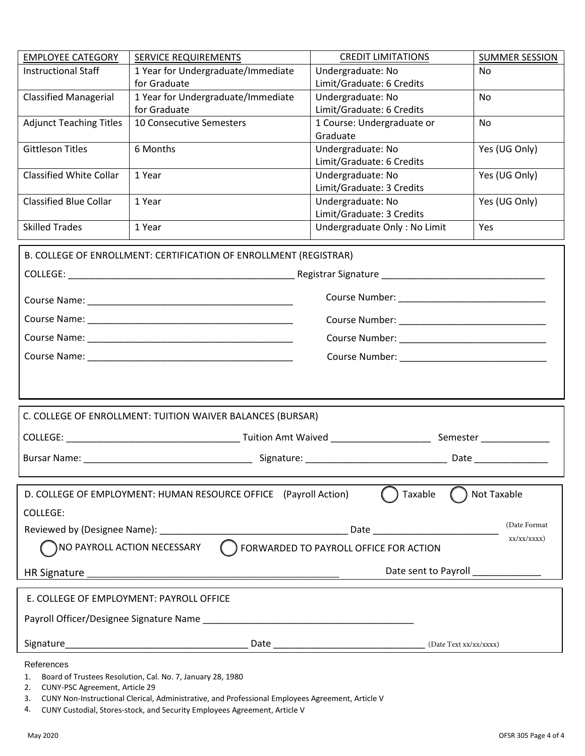| EMPLOYEE CATEGORY | SERVICE REQUIREMENTS | CREDIT LIMITATIONS | SUMMER SESSION |
|---|---|---|---|
| Instructional Staff | 1 Year for Undergraduate/Immediate for Graduate | Undergraduate: No Limit/Graduate: 6 Credits | No |
| Classified Managerial | 1 Year for Undergraduate/Immediate for Graduate | Undergraduate: No Limit/Graduate: 6 Credits | No |
| Adjunct Teaching Titles | 10 Consecutive Semesters | 1 Course: Undergraduate or Graduate | No |
| Gittleson Titles | 6 Months | Undergraduate: No Limit/Graduate: 6 Credits | Yes (UG Only) |
| Classified White Collar | 1 Year | Undergraduate: No Limit/Graduate: 3 Credits | Yes (UG Only) |
| Classified Blue Collar | 1 Year | Undergraduate: No Limit/Graduate: 3 Credits | Yes (UG Only) |
| Skilled Trades | 1 Year | Undergraduate Only : No Limit | Yes |

## B. COLLEGE OF ENROLLMENT: CERTIFICATION OF ENROLLMENT (REGISTRAR)

COLLEGE: ____________________________________________ Registrar Signature _______________________________

Course Name: ________________________________________ Course Number: ____________________________

Course Name: ________________________________________ Course Number: ____________________________

Course Name: ________________________________________ Course Number: ____________________________

Course Name: ________________________________________ Course Number: ____________________________

## C. COLLEGE OF ENROLLMENT: TUITION WAIVER BALANCES (BURSAR)

COLLEGE: _________________________________ Tuition Amt Waived ___________________ Semester _____________

Bursar Name: ________________________________ Signature: ___________________________ Date ______________

## D. COLLEGE OF EMPLOYMENT: HUMAN RESOURCE OFFICE (Payroll Action)

○ Taxable ○ Not Taxable

COLLEGE:

Reviewed by (Designee Name): ___________________________________ Date ________________________ (Date Format xx/xx/xxxx)

○ NO PAYROLL ACTION NECESSARY ○ FORWARDED TO PAYROLL OFFICE FOR ACTION

HR Signature _______________________________________________ Date sent to Payroll _____________

## E. COLLEGE OF EMPLOYMENT: PAYROLL OFFICE

Payroll Officer/Designee Signature Name _________________________________________

Signature__________________________________ Date _____________________________ (Date Text xx/xx/xxxx)

References

1. Board of Trustees Resolution, Cal. No. 7, January 28, 1980
2. CUNY-PSC Agreement, Article 29
3. CUNY Non-Instructional Clerical, Administrative, and Professional Employees Agreement, Article V
4. CUNY Custodial, Stores-stock, and Security Employees Agreement, Article V

May 2020